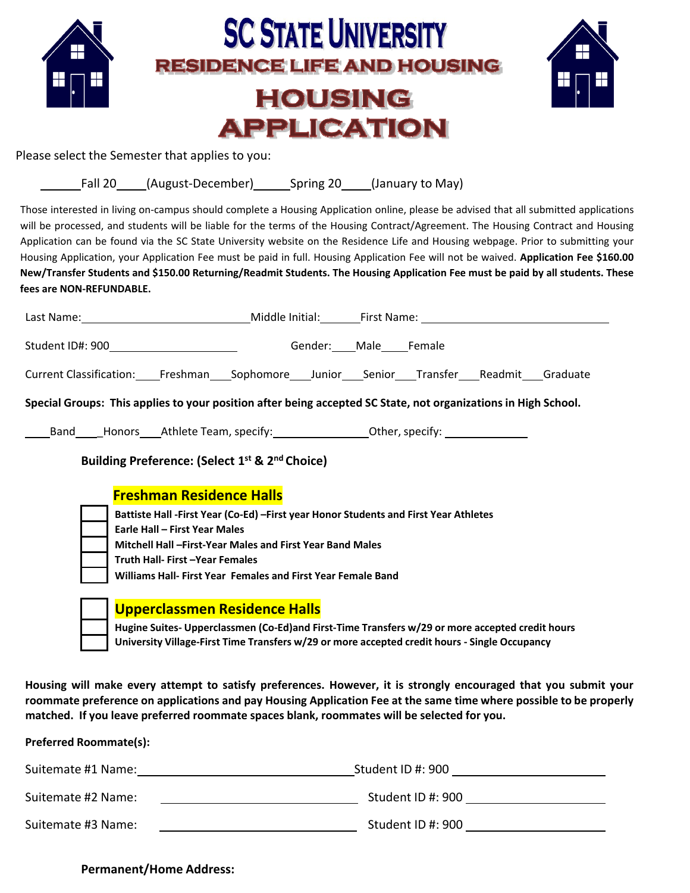# SC State University

## Residence Life and Housing

## Housing Application

Please select the Semester that applies to you:

______Fall 20____(August-December)_____Spring 20____(January to May)

Those interested in living on-campus should complete a Housing Application online, please be advised that all submitted applications will be processed, and students will be liable for the terms of the Housing Contract/Agreement. The Housing Contract and Housing Application can be found via the SC State University website on the Residence Life and Housing webpage. Prior to submitting your Housing Application, your Application Fee must be paid in full. Housing Application Fee will not be waived. **Application Fee $160.00 New/Transfer Students and $150.00 Returning/Readmit Students. The Housing Application Fee must be paid by all students. These fees are NON-REFUNDABLE.**

Last Name:__________________________Middle Initial:______First Name: ____________________________

Student ID#: 900____________________ Gender:____Male____Female

Current Classification:____Freshman___Sophomore___Junior___Senior___Transfer___Readmit___Graduate

**Special Groups: This applies to your position after being accepted SC State, not organizations in High School.**

____Band____Honors____Athlete Team, specify:_______________Other, specify: _____________

**Building Preference: (Select 1st & 2nd Choice)**

**Freshman Residence Halls**

- [ ] **Battiste Hall -First Year (Co-Ed) –First year Honor Students and First Year Athletes**
- [ ] **Earle Hall – First Year Males**
- [ ] **Mitchell Hall –First-Year Males and First Year Band Males**
- [ ] **Truth Hall- First –Year Females**
- [ ] **Williams Hall- First Year Females and First Year Female Band**

**Upperclassmen Residence Halls**

- [ ] **Hugine Suites- Upperclassmen (Co-Ed)and First-Time Transfers w/29 or more accepted credit hours**
- [ ] **University Village-First Time Transfers w/29 or more accepted credit hours - Single Occupancy**

**Housing will make every attempt to satisfy preferences. However, it is strongly encouraged that you submit your roommate preference on applications and pay Housing Application Fee at the same time where possible to be properly matched. If you leave preferred roommate spaces blank, roommates will be selected for you.**

**Preferred Roommate(s):**

Suitemate #1 Name:______________________________Student ID #: 900 ____________________

Suitemate #2 Name: ______________________________ Student ID #: 900 ____________________

Suitemate #3 Name: ______________________________ Student ID #: 900 ____________________

**Permanent/Home Address:**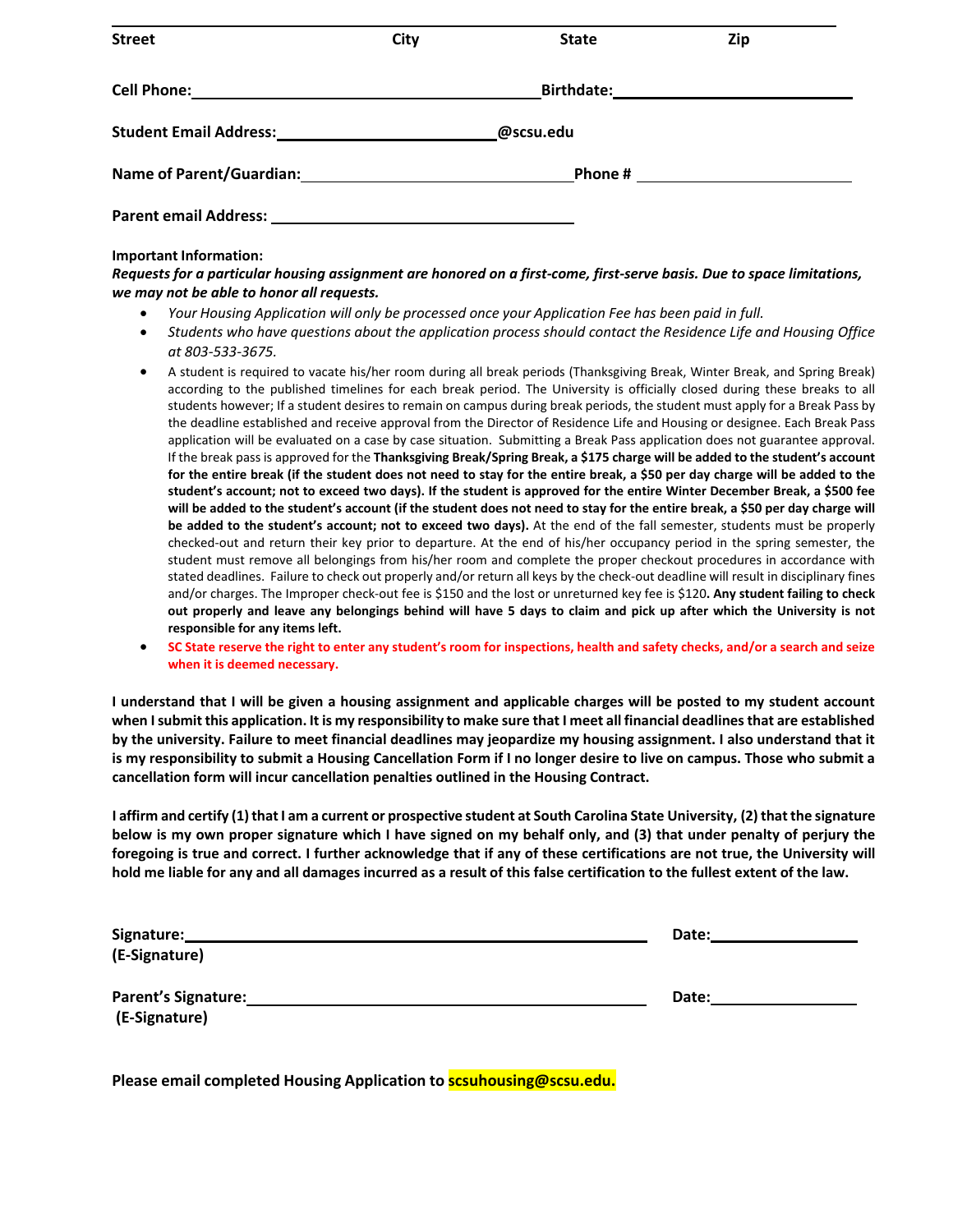**Street** **City** **State** **Zip**

**Cell Phone:**\_\_\_\_\_\_\_\_\_\_\_\_\_\_\_\_\_\_\_\_\_\_\_\_\_\_\_\_\_\_\_\_\_\_\_\_\_\_\_\_ **Birthdate:**\_\_\_\_\_\_\_\_\_\_\_\_\_\_\_\_\_\_\_\_\_\_\_\_\_\_\_\_

**Student Email Address:**\_\_\_\_\_\_\_\_\_\_\_\_\_\_\_\_\_\_\_\_\_\_\_\_\_\_**@scsu.edu**

**Name of Parent/Guardian:**\_\_\_\_\_\_\_\_\_\_\_\_\_\_\_\_\_\_\_\_\_\_\_\_\_\_\_\_\_\_\_\_\_\_ **Phone #** \_\_\_\_\_\_\_\_\_\_\_\_\_\_\_\_\_\_\_\_\_\_\_\_\_\_

**Parent email Address:** \_\_\_\_\_\_\_\_\_\_\_\_\_\_\_\_\_\_\_\_\_\_\_\_\_\_\_\_\_\_\_\_\_\_\_\_\_\_

**Important Information:**
***Requests for a particular housing assignment are honored on a first-come, first-serve basis. Due to space limitations, we may not be able to honor all requests.***

- *Your Housing Application will only be processed once your Application Fee has been paid in full.*
- *Students who have questions about the application process should contact the Residence Life and Housing Office at 803-533-3675.*
- A student is required to vacate his/her room during all break periods (Thanksgiving Break, Winter Break, and Spring Break) according to the published timelines for each break period. The University is officially closed during these breaks to all students however; If a student desires to remain on campus during break periods, the student must apply for a Break Pass by the deadline established and receive approval from the Director of Residence Life and Housing or designee. Each Break Pass application will be evaluated on a case by case situation. Submitting a Break Pass application does not guarantee approval. If the break pass is approved for the **Thanksgiving Break/Spring Break, a $175 charge will be added to the student's account for the entire break (if the student does not need to stay for the entire break, a $50 per day charge will be added to the student's account; not to exceed two days). If the student is approved for the entire Winter December Break, a $500 fee will be added to the student's account (if the student does not need to stay for the entire break, a $50 per day charge will be added to the student's account; not to exceed two days).** At the end of the fall semester, students must be properly checked-out and return their key prior to departure. At the end of his/her occupancy period in the spring semester, the student must remove all belongings from his/her room and complete the proper checkout procedures in accordance with stated deadlines. Failure to check out properly and/or return all keys by the check-out deadline will result in disciplinary fines and/or charges. The Improper check-out fee is $150 and the lost or unreturned key fee is $120**. Any student failing to check out properly and leave any belongings behind will have 5 days to claim and pick up after which the University is not responsible for any items left.**
- **SC State reserve the right to enter any student's room for inspections, health and safety checks, and/or a search and seize when it is deemed necessary.**

**I understand that I will be given a housing assignment and applicable charges will be posted to my student account when I submit this application. It is my responsibility to make sure that I meet all financial deadlines that are established by the university. Failure to meet financial deadlines may jeopardize my housing assignment. I also understand that it is my responsibility to submit a Housing Cancellation Form if I no longer desire to live on campus. Those who submit a cancellation form will incur cancellation penalties outlined in the Housing Contract.**

**I affirm and certify (1) that I am a current or prospective student at South Carolina State University, (2) that the signature below is my own proper signature which I have signed on my behalf only, and (3) that under penalty of perjury the foregoing is true and correct. I further acknowledge that if any of these certifications are not true, the University will hold me liable for any and all damages incurred as a result of this false certification to the fullest extent of the law.**

**Signature:**\_\_\_\_\_\_\_\_\_\_\_\_\_\_\_\_\_\_\_\_\_\_\_\_\_\_\_\_\_\_\_\_\_\_\_\_\_\_\_\_\_\_\_\_\_\_\_\_\_\_\_\_ **Date:**\_\_\_\_\_\_\_\_\_\_\_\_\_\_\_\_\_\_
**(E-Signature)**

**Parent's Signature:**\_\_\_\_\_\_\_\_\_\_\_\_\_\_\_\_\_\_\_\_\_\_\_\_\_\_\_\_\_\_\_\_\_\_\_\_\_\_\_\_\_\_\_\_\_\_\_\_ **Date:**\_\_\_\_\_\_\_\_\_\_\_\_\_\_\_\_\_\_
**(E-Signature)**

**Please email completed Housing Application to scsuhousing@scsu.edu.**